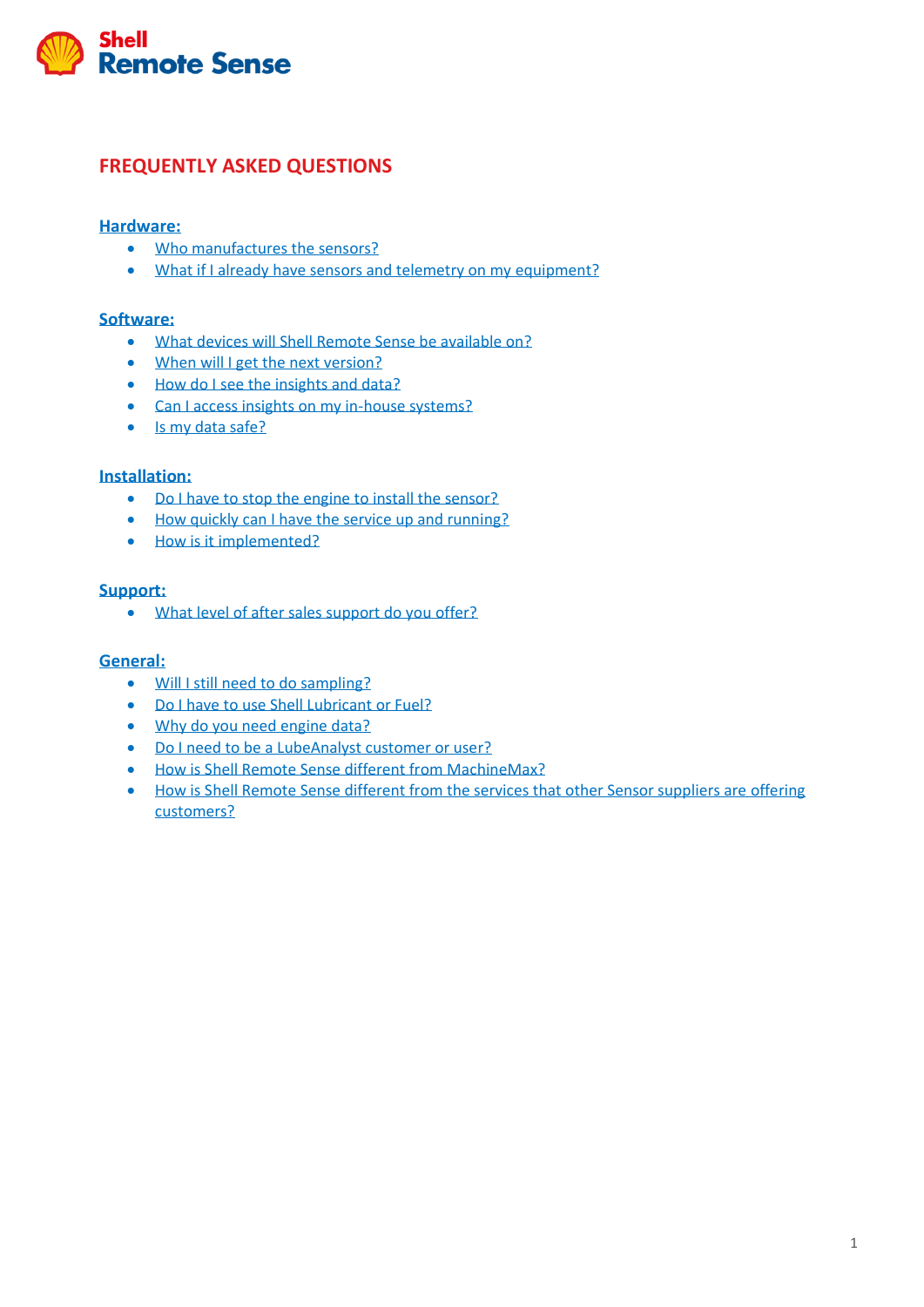Shell
Remote Sense

# FREQUENTLY ASKED QUESTIONS

## Hardware:

- Who manufactures the sensors?
- What if I already have sensors and telemetry on my equipment?

## Software:

- What devices will Shell Remote Sense be available on?
- When will I get the next version?
- How do I see the insights and data?
- Can I access insights on my in-house systems?
- Is my data safe?

## Installation:

- Do I have to stop the engine to install the sensor?
- How quickly can I have the service up and running?
- How is it implemented?

## Support:

- What level of after sales support do you offer?

## General:

- Will I still need to do sampling?
- Do I have to use Shell Lubricant or Fuel?
- Why do you need engine data?
- Do I need to be a LubeAnalyst customer or user?
- How is Shell Remote Sense different from MachineMax?
- How is Shell Remote Sense different from the services that other Sensor suppliers are offering customers?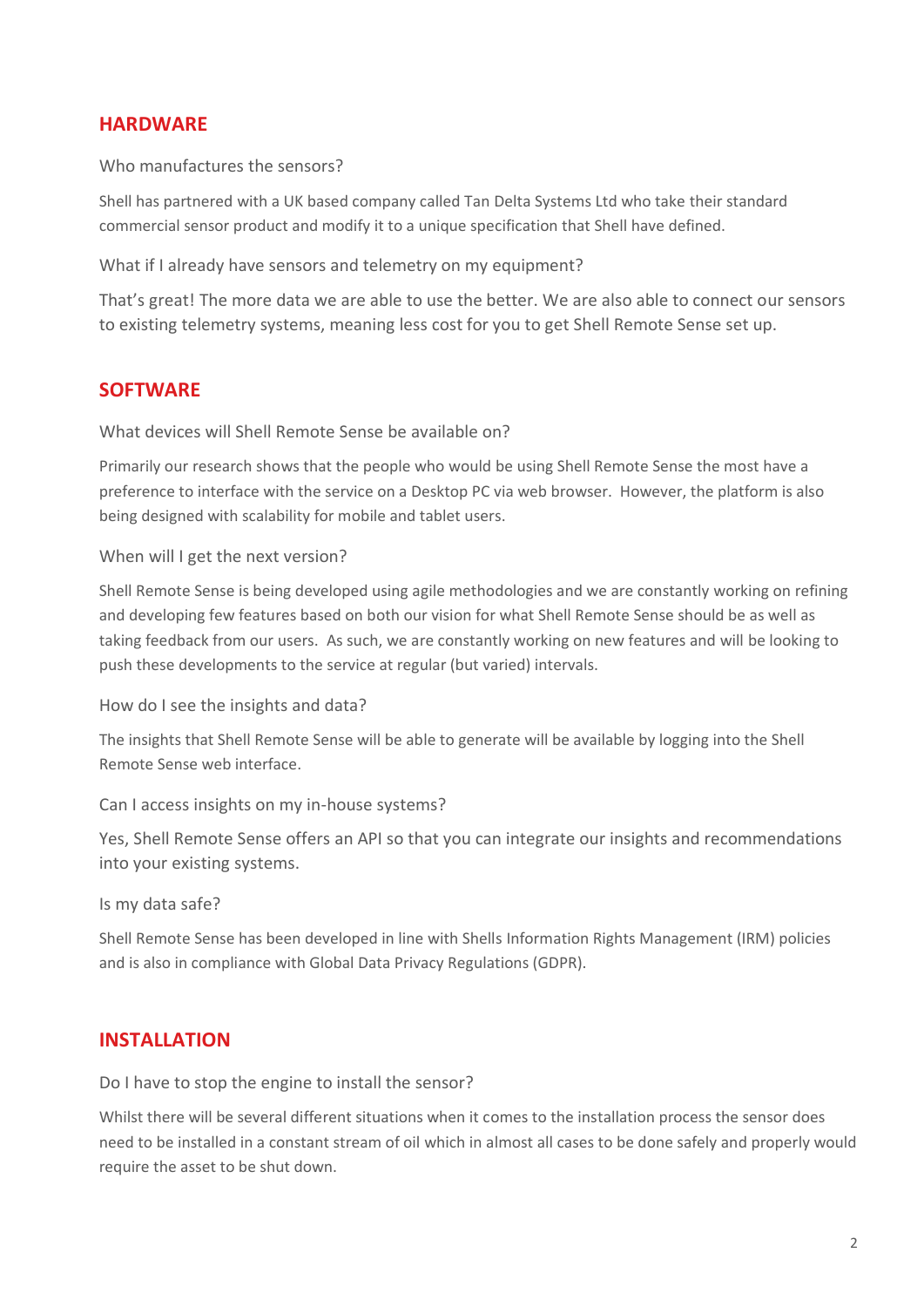## HARDWARE

### Who manufactures the sensors?

Shell has partnered with a UK based company called Tan Delta Systems Ltd who take their standard commercial sensor product and modify it to a unique specification that Shell have defined.

### What if I already have sensors and telemetry on my equipment?

That's great! The more data we are able to use the better. We are also able to connect our sensors to existing telemetry systems, meaning less cost for you to get Shell Remote Sense set up.

## SOFTWARE

### What devices will Shell Remote Sense be available on?

Primarily our research shows that the people who would be using Shell Remote Sense the most have a preference to interface with the service on a Desktop PC via web browser. However, the platform is also being designed with scalability for mobile and tablet users.

### When will I get the next version?

Shell Remote Sense is being developed using agile methodologies and we are constantly working on refining and developing few features based on both our vision for what Shell Remote Sense should be as well as taking feedback from our users. As such, we are constantly working on new features and will be looking to push these developments to the service at regular (but varied) intervals.

### How do I see the insights and data?

The insights that Shell Remote Sense will be able to generate will be available by logging into the Shell Remote Sense web interface.

### Can I access insights on my in-house systems?

Yes, Shell Remote Sense offers an API so that you can integrate our insights and recommendations into your existing systems.

### Is my data safe?

Shell Remote Sense has been developed in line with Shells Information Rights Management (IRM) policies and is also in compliance with Global Data Privacy Regulations (GDPR).

## INSTALLATION

### Do I have to stop the engine to install the sensor?

Whilst there will be several different situations when it comes to the installation process the sensor does need to be installed in a constant stream of oil which in almost all cases to be done safely and properly would require the asset to be shut down.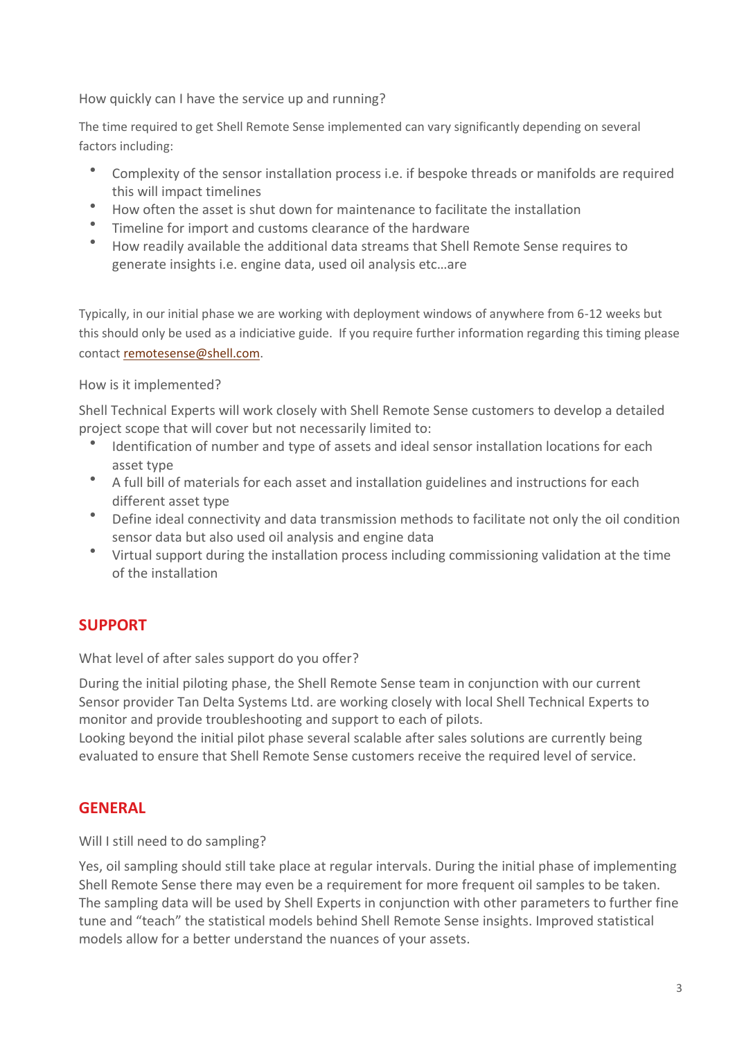How quickly can I have the service up and running?

The time required to get Shell Remote Sense implemented can vary significantly depending on several factors including:

- Complexity of the sensor installation process i.e. if bespoke threads or manifolds are required this will impact timelines
- How often the asset is shut down for maintenance to facilitate the installation
- Timeline for import and customs clearance of the hardware
- How readily available the additional data streams that Shell Remote Sense requires to generate insights i.e. engine data, used oil analysis etc…are

Typically, in our initial phase we are working with deployment windows of anywhere from 6-12 weeks but this should only be used as a indiciative guide. If you require further information regarding this timing please contact remotesense@shell.com.

How is it implemented?

Shell Technical Experts will work closely with Shell Remote Sense customers to develop a detailed project scope that will cover but not necessarily limited to:

- Identification of number and type of assets and ideal sensor installation locations for each asset type
- A full bill of materials for each asset and installation guidelines and instructions for each different asset type
- Define ideal connectivity and data transmission methods to facilitate not only the oil condition sensor data but also used oil analysis and engine data
- Virtual support during the installation process including commissioning validation at the time of the installation

## SUPPORT

What level of after sales support do you offer?

During the initial piloting phase, the Shell Remote Sense team in conjunction with our current Sensor provider Tan Delta Systems Ltd. are working closely with local Shell Technical Experts to monitor and provide troubleshooting and support to each of pilots.
Looking beyond the initial pilot phase several scalable after sales solutions are currently being evaluated to ensure that Shell Remote Sense customers receive the required level of service.

## GENERAL

Will I still need to do sampling?

Yes, oil sampling should still take place at regular intervals. During the initial phase of implementing Shell Remote Sense there may even be a requirement for more frequent oil samples to be taken. The sampling data will be used by Shell Experts in conjunction with other parameters to further fine tune and “teach” the statistical models behind Shell Remote Sense insights. Improved statistical models allow for a better understand the nuances of your assets.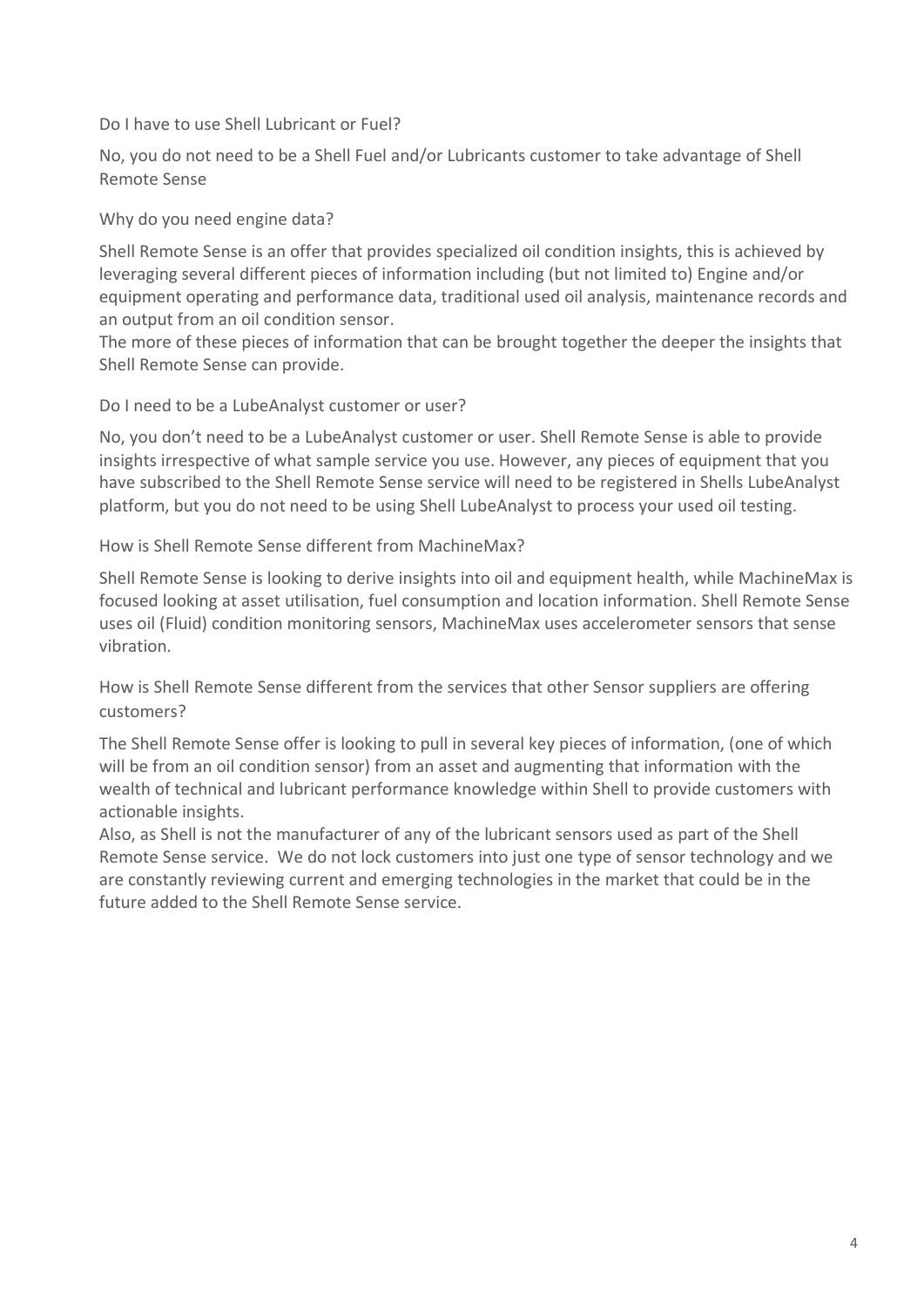### Do I have to use Shell Lubricant or Fuel?

No, you do not need to be a Shell Fuel and/or Lubricants customer to take advantage of Shell Remote Sense

### Why do you need engine data?

Shell Remote Sense is an offer that provides specialized oil condition insights, this is achieved by leveraging several different pieces of information including (but not limited to) Engine and/or equipment operating and performance data, traditional used oil analysis, maintenance records and an output from an oil condition sensor.
The more of these pieces of information that can be brought together the deeper the insights that Shell Remote Sense can provide.

### Do I need to be a LubeAnalyst customer or user?

No, you don't need to be a LubeAnalyst customer or user. Shell Remote Sense is able to provide insights irrespective of what sample service you use. However, any pieces of equipment that you have subscribed to the Shell Remote Sense service will need to be registered in Shells LubeAnalyst platform, but you do not need to be using Shell LubeAnalyst to process your used oil testing.

### How is Shell Remote Sense different from MachineMax?

Shell Remote Sense is looking to derive insights into oil and equipment health, while MachineMax is focused looking at asset utilisation, fuel consumption and location information. Shell Remote Sense uses oil (Fluid) condition monitoring sensors, MachineMax uses accelerometer sensors that sense vibration.

### How is Shell Remote Sense different from the services that other Sensor suppliers are offering customers?

The Shell Remote Sense offer is looking to pull in several key pieces of information, (one of which will be from an oil condition sensor) from an asset and augmenting that information with the wealth of technical and lubricant performance knowledge within Shell to provide customers with actionable insights.
Also, as Shell is not the manufacturer of any of the lubricant sensors used as part of the Shell Remote Sense service. We do not lock customers into just one type of sensor technology and we are constantly reviewing current and emerging technologies in the market that could be in the future added to the Shell Remote Sense service.